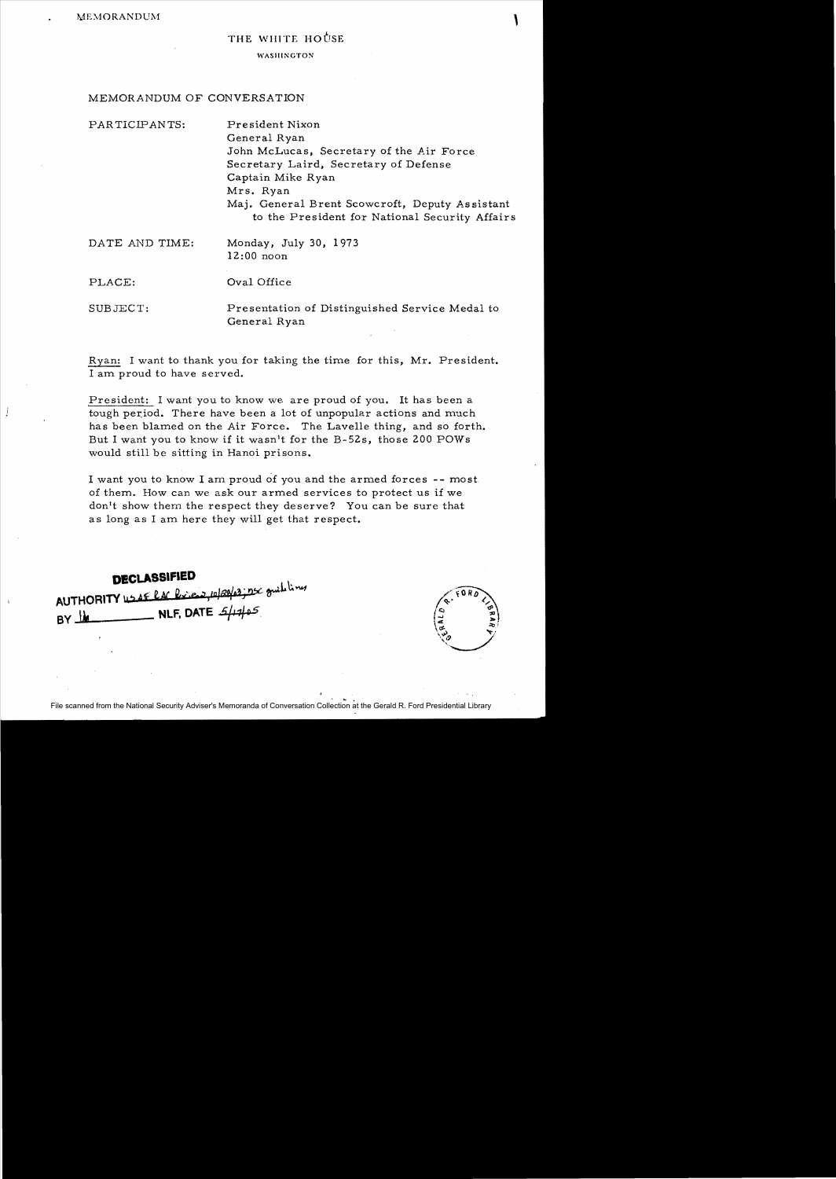MEMORANDUM

THE WHITE HOUSE

WASHINGTON

MEMORANDUM OF CONVERSATION

PARTICIPANTS: President Nixon
General Ryan
John McLucas, Secretary of the Air Force
Secretary Laird, Secretary of Defense
Captain Mike Ryan
Mrs. Ryan
Maj. General Brent Scowcroft, Deputy Assistant to the President for National Security Affairs

DATE AND TIME: Monday, July 30, 1973
12:00 noon

PLACE: Oval Office

SUBJECT: Presentation of Distinguished Service Medal to General Ryan

Ryan: I want to thank you for taking the time for this, Mr. President. I am proud to have served.

President: I want you to know we are proud of you. It has been a tough period. There have been a lot of unpopular actions and much has been blamed on the Air Force. The Lavelle thing, and so forth. But I want you to know if it wasn't for the B-52s, those 200 POWs would still be sitting in Hanoi prisons.

I want you to know I am proud of you and the armed forces -- most of them. How can we ask our armed services to protect us if we don't show them the respect they deserve? You can be sure that as long as I am here they will get that respect.

**DECLASSIFIED**
AUTHORITY USAF ltr Review, 10/28/03; NSC guidelines
BY lh NLF, DATE 5/17/05

File scanned from the National Security Adviser's Memoranda of Conversation Collection at the Gerald R. Ford Presidential Library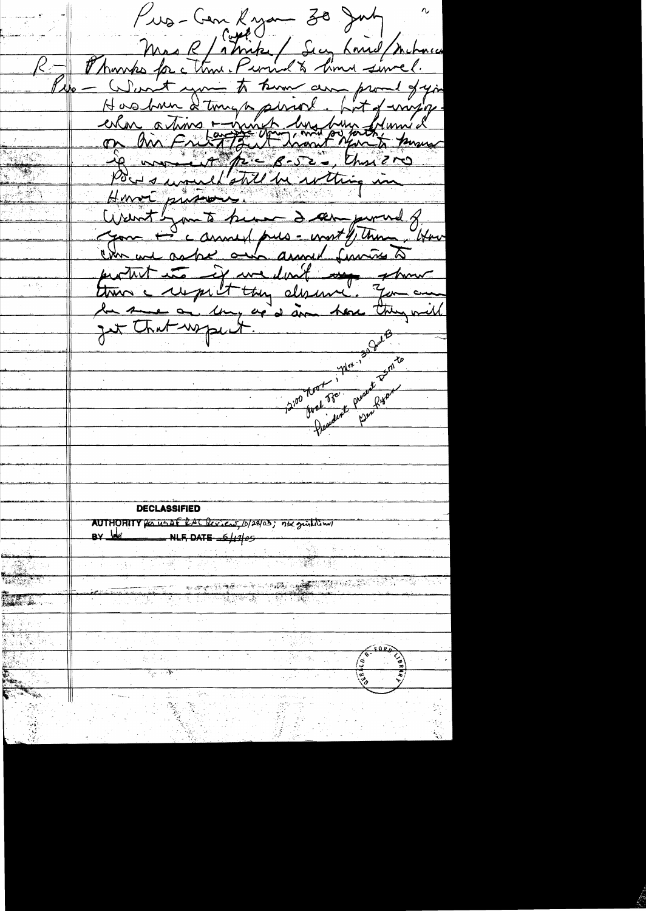Pres - Gen Ryan 30 July

Mrs R / (Capt.) Mike / Secy Laird / McLucas

R - Thanks for the time. Proud to have served.

Pres - Want you to know am proud of you. Has been a tough period. Lot of unjustified criticism + much has been planned on Air Force. But want you to know if were it not for B-52s, those 200 POWs would still be rotting in Hanoi prisons.

Want you to know I am proud of you + the armed pres - most of them. How can we ask our armed forces to protect us if we don't show them the respect they deserve. You can be sure as long as I am here they will get that respect.

12:00 noon, Mon., 30 Jul 73
Oval Ofc.
President present DSM to
Gen Ryan

DECLASSIFIED
AUTHORITY per USAF RAC Review, 10/28/03; NSC guidelines
BY [initials] NLF, DATE 6/13/05